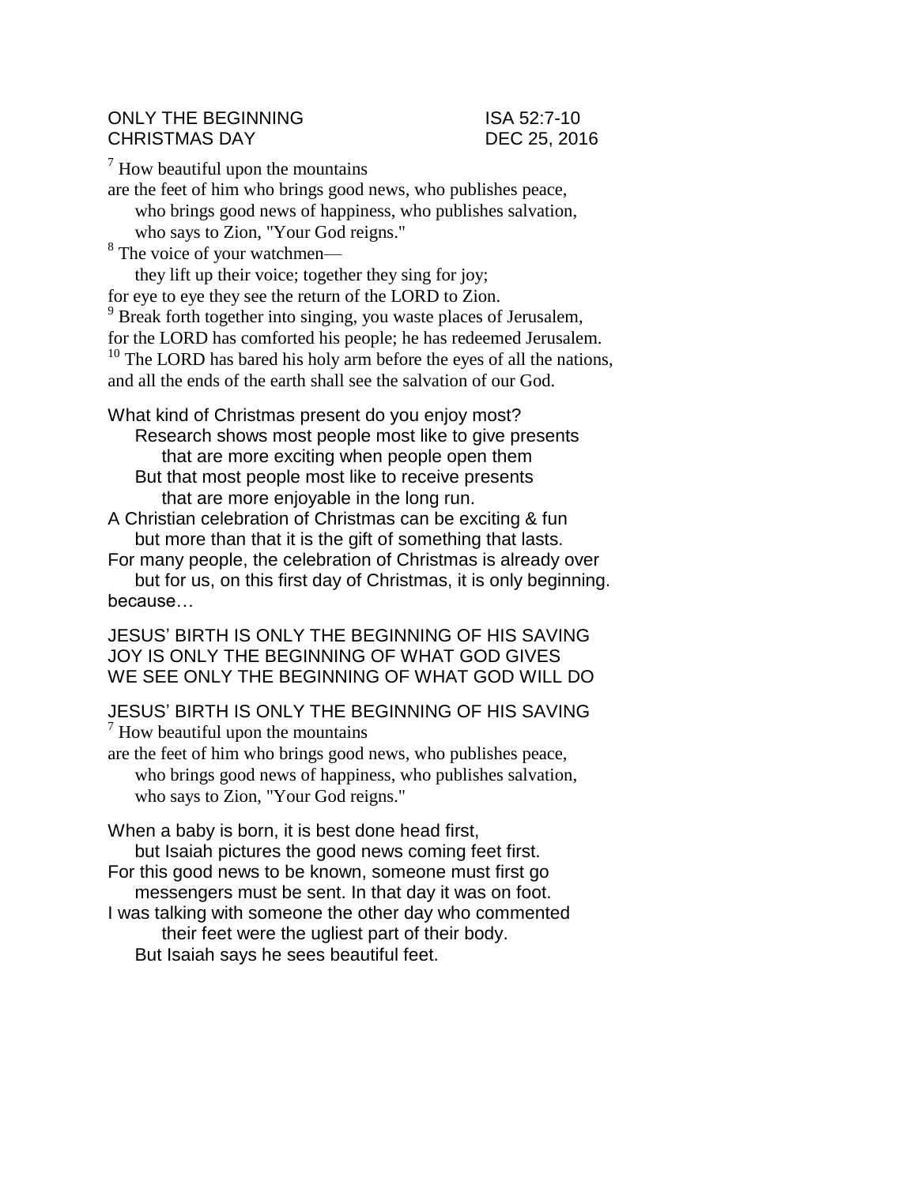ONLY THE BEGINNING ISA 52:7-10
CHRISTMAS DAY DEC 25, 2016

[7] How beautiful upon the mountains
are the feet of him who brings good news, who publishes peace,
who brings good news of happiness, who publishes salvation,
who says to Zion, "Your God reigns."
[8] The voice of your watchmen—
they lift up their voice; together they sing for joy;
for eye to eye they see the return of the LORD to Zion.
[9] Break forth together into singing, you waste places of Jerusalem,
for the LORD has comforted his people; he has redeemed Jerusalem.
[10] The LORD has bared his holy arm before the eyes of all the nations,
and all the ends of the earth shall see the salvation of our God.

What kind of Christmas present do you enjoy most?
Research shows most people most like to give presents
that are more exciting when people open them
But that most people most like to receive presents
that are more enjoyable in the long run.
A Christian celebration of Christmas can be exciting & fun
but more than that it is the gift of something that lasts.
For many people, the celebration of Christmas is already over
but for us, on this first day of Christmas, it is only beginning.
because…

JESUS' BIRTH IS ONLY THE BEGINNING OF HIS SAVING
JOY IS ONLY THE BEGINNING OF WHAT GOD GIVES
WE SEE ONLY THE BEGINNING OF WHAT GOD WILL DO

## JESUS' BIRTH IS ONLY THE BEGINNING OF HIS SAVING

[7] How beautiful upon the mountains
are the feet of him who brings good news, who publishes peace,
who brings good news of happiness, who publishes salvation,
who says to Zion, "Your God reigns."

When a baby is born, it is best done head first,
but Isaiah pictures the good news coming feet first.
For this good news to be known, someone must first go
messengers must be sent. In that day it was on foot.
I was talking with someone the other day who commented
their feet were the ugliest part of their body.
But Isaiah says he sees beautiful feet.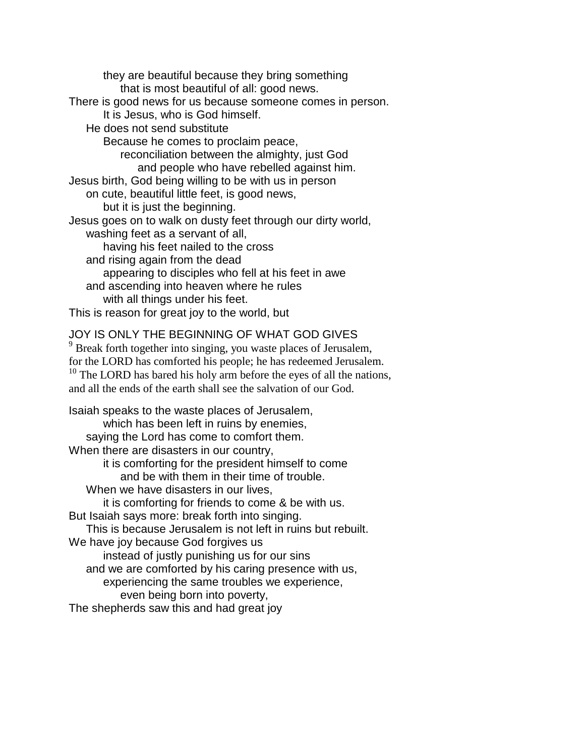they are beautiful because they bring something
that is most beautiful of all: good news.
There is good news for us because someone comes in person.
It is Jesus, who is God himself.
He does not send substitute
Because he comes to proclaim peace,
reconciliation between the almighty, just God
and people who have rebelled against him.
Jesus birth, God being willing to be with us in person
on cute, beautiful little feet, is good news,
but it is just the beginning.
Jesus goes on to walk on dusty feet through our dirty world,
washing feet as a servant of all,
having his feet nailed to the cross
and rising again from the dead
appearing to disciples who fell at his feet in awe
and ascending into heaven where he rules
with all things under his feet.
This is reason for great joy to the world, but

JOY IS ONLY THE BEGINNING OF WHAT GOD GIVES

[9] Break forth together into singing, you waste places of Jerusalem,
for the LORD has comforted his people; he has redeemed Jerusalem.
[10] The LORD has bared his holy arm before the eyes of all the nations,
and all the ends of the earth shall see the salvation of our God.

Isaiah speaks to the waste places of Jerusalem,
which has been left in ruins by enemies,
saying the Lord has come to comfort them.
When there are disasters in our country,
it is comforting for the president himself to come
and be with them in their time of trouble.
When we have disasters in our lives,
it is comforting for friends to come & be with us.
But Isaiah says more: break forth into singing.
This is because Jerusalem is not left in ruins but rebuilt.
We have joy because God forgives us
instead of justly punishing us for our sins
and we are comforted by his caring presence with us,
experiencing the same troubles we experience,
even being born into poverty,
The shepherds saw this and had great joy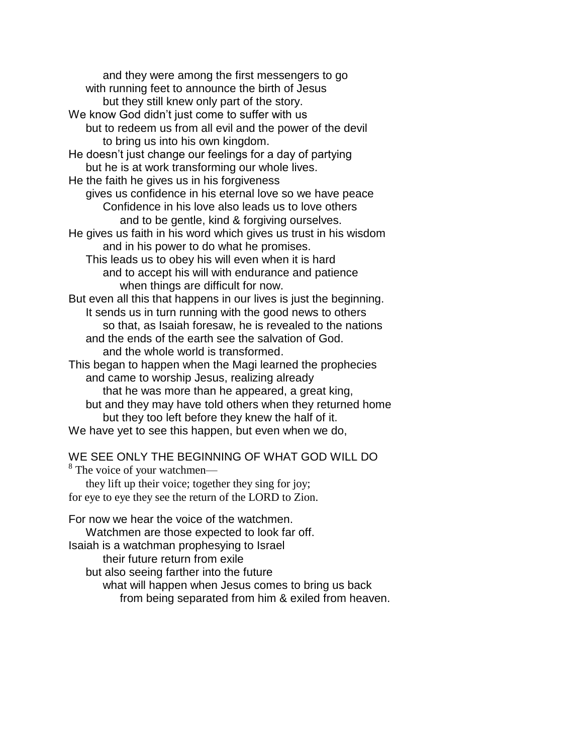and they were among the first messengers to go
with running feet to announce the birth of Jesus
but they still knew only part of the story.
We know God didn't just come to suffer with us
but to redeem us from all evil and the power of the devil
to bring us into his own kingdom.
He doesn't just change our feelings for a day of partying
but he is at work transforming our whole lives.
He the faith he gives us in his forgiveness
gives us confidence in his eternal love so we have peace
Confidence in his love also leads us to love others
and to be gentle, kind & forgiving ourselves.
He gives us faith in his word which gives us trust in his wisdom
and in his power to do what he promises.
This leads us to obey his will even when it is hard
and to accept his will with endurance and patience
when things are difficult for now.
But even all this that happens in our lives is just the beginning.
It sends us in turn running with the good news to others
so that, as Isaiah foresaw, he is revealed to the nations
and the ends of the earth see the salvation of God.
and the whole world is transformed.
This began to happen when the Magi learned the prophecies
and came to worship Jesus, realizing already
that he was more than he appeared, a great king,
but and they may have told others when they returned home
but they too left before they knew the half of it.
We have yet to see this happen, but even when we do,

WE SEE ONLY THE BEGINNING OF WHAT GOD WILL DO

[8] The voice of your watchmen—
they lift up their voice; together they sing for joy;
for eye to eye they see the return of the LORD to Zion.

For now we hear the voice of the watchmen.
Watchmen are those expected to look far off.
Isaiah is a watchman prophesying to Israel
their future return from exile
but also seeing farther into the future
what will happen when Jesus comes to bring us back
from being separated from him & exiled from heaven.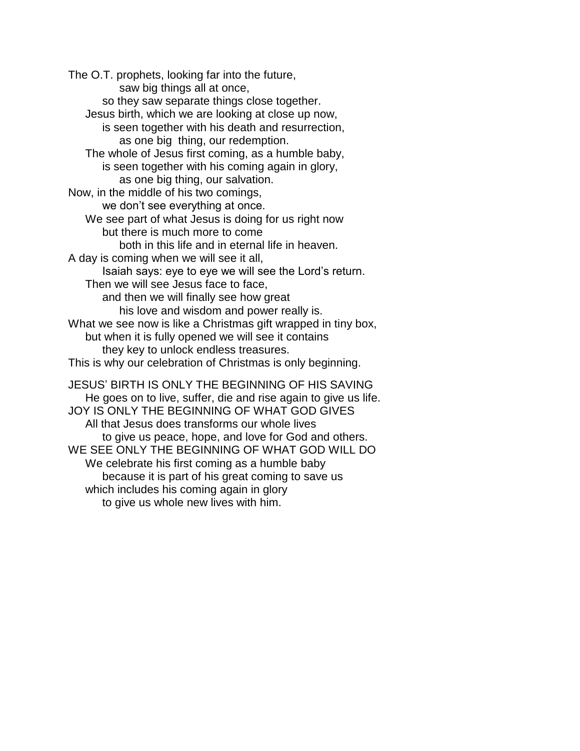The O.T. prophets, looking far into the future,
saw big things all at once,
so they saw separate things close together.
Jesus birth, which we are looking at close up now,
is seen together with his death and resurrection,
as one big thing, our redemption.
The whole of Jesus first coming, as a humble baby,
is seen together with his coming again in glory,
as one big thing, our salvation.
Now, in the middle of his two comings,
we don't see everything at once.
We see part of what Jesus is doing for us right now
but there is much more to come
both in this life and in eternal life in heaven.
A day is coming when we will see it all,
Isaiah says: eye to eye we will see the Lord's return.
Then we will see Jesus face to face,
and then we will finally see how great
his love and wisdom and power really is.
What we see now is like a Christmas gift wrapped in tiny box,
but when it is fully opened we will see it contains
they key to unlock endless treasures.
This is why our celebration of Christmas is only beginning.

JESUS' BIRTH IS ONLY THE BEGINNING OF HIS SAVING
He goes on to live, suffer, die and rise again to give us life.
JOY IS ONLY THE BEGINNING OF WHAT GOD GIVES
All that Jesus does transforms our whole lives
to give us peace, hope, and love for God and others.
WE SEE ONLY THE BEGINNING OF WHAT GOD WILL DO
We celebrate his first coming as a humble baby
because it is part of his great coming to save us
which includes his coming again in glory
to give us whole new lives with him.